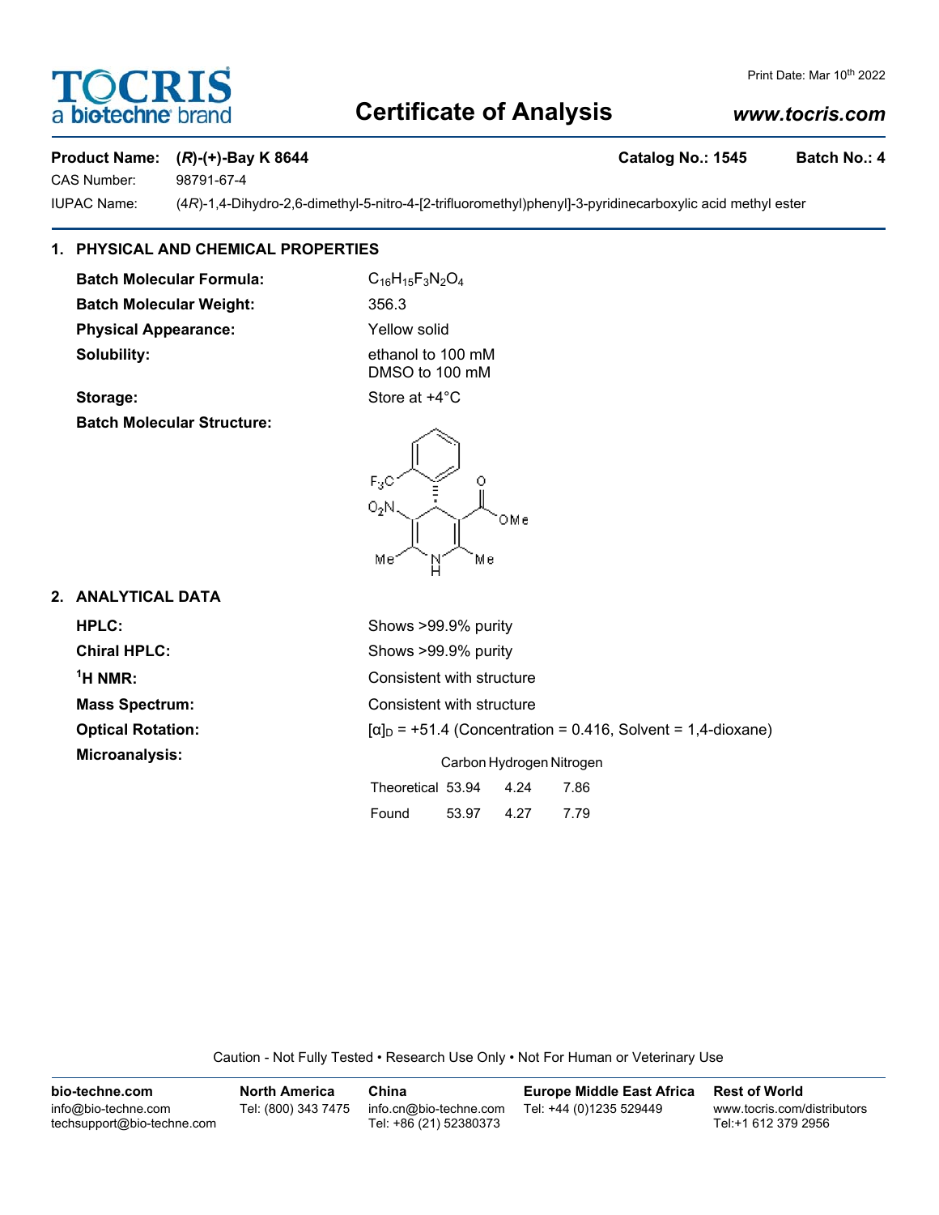# Certificate of Analysis

www.tocris.com

**Product Name:** **(*R*)-(+)-Bay K 8644** **Catalog No.: 1545** **Batch No.: 4**

CAS Number: 98791-67-4

IUPAC Name: (4*R*)-1,4-Dihydro-2,6-dimethyl-5-nitro-4-[2-trifluoromethyl)phenyl]-3-pyridinecarboxylic acid methyl ester

## 1. PHYSICAL AND CHEMICAL PROPERTIES

**Batch Molecular Formula:** $C_{16}H_{15}F_3N_2O_4$

**Batch Molecular Weight:** 356.3

**Physical Appearance:** Yellow solid

**Solubility:** ethanol to 100 mM
DMSO to 100 mM

**Storage:** Store at +4°C

**Batch Molecular Structure:**

## 2. ANALYTICAL DATA

**HPLC:** Shows >99.9% purity

**Chiral HPLC:** Shows >99.9% purity

**$^1$H NMR:** Consistent with structure

**Mass Spectrum:** Consistent with structure

**Optical Rotation:** $[\alpha]_D$ = +51.4 (Concentration = 0.416, Solvent = 1,4-dioxane)

**Microanalysis:**

| | Carbon | Hydrogen | Nitrogen |
|---|---|---|---|
| Theoretical | 53.94 | 4.24 | 7.86 |
| Found | 53.97 | 4.27 | 7.79 |

Caution - Not Fully Tested • Research Use Only • Not For Human or Veterinary Use

| bio-techne.com | North America | China | Europe Middle East Africa | Rest of World |
|---|---|---|---|---|
| info@bio-techne.com<br>techsupport@bio-techne.com | Tel: (800) 343 7475 | info.cn@bio-techne.com<br>Tel: +86 (21) 52380373 | Tel: +44 (0)1235 529449 | www.tocris.com/distributors<br>Tel:+1 612 379 2956 |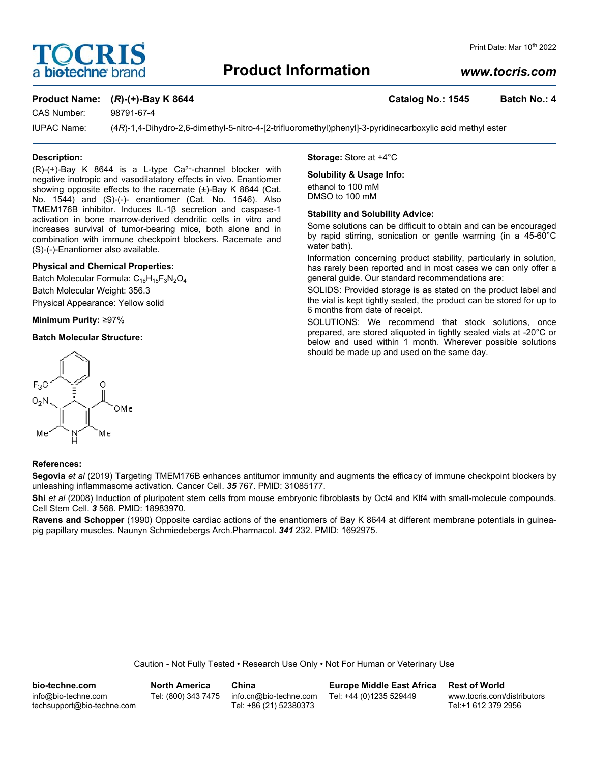# Product Information

www.tocris.com

**Product Name: (*R*)-(+)-Bay K 8644** **Catalog No.: 1545** **Batch No.: 4**

CAS Number: 98791-67-4

IUPAC Name: (4*R*)-1,4-Dihydro-2,6-dimethyl-5-nitro-4-[2-trifluoromethyl)phenyl]-3-pyridinecarboxylic acid methyl ester

**Description:**

(R)-(+)-Bay K 8644 is a L-type $Ca^{2+}$-channel blocker with negative inotropic and vasodilatatory effects in vivo. Enantiomer showing opposite effects to the racemate (±)-Bay K 8644 (Cat. No. 1544) and (S)-(-)- enantiomer (Cat. No. 1546). Also TMEM176B inhibitor. Induces IL-1β secretion and caspase-1 activation in bone marrow-derived dendritic cells in vitro and increases survival of tumor-bearing mice, both alone and in combination with immune checkpoint blockers. Racemate and (S)-(-)-Enantiomer also available.

**Physical and Chemical Properties:**

Batch Molecular Formula: $C_{16}H_{15}F_3N_2O_4$

Batch Molecular Weight: 356.3

Physical Appearance: Yellow solid

**Minimum Purity:** ≥97%

**Batch Molecular Structure:**

F3C, O2N, O, OMe, Me, N, H, Me

**Storage:** Store at +4°C

**Solubility & Usage Info:**

ethanol to 100 mM
DMSO to 100 mM

**Stability and Solubility Advice:**

Some solutions can be difficult to obtain and can be encouraged by rapid stirring, sonication or gentle warming (in a 45-60°C water bath).

Information concerning product stability, particularly in solution, has rarely been reported and in most cases we can only offer a general guide. Our standard recommendations are:

SOLIDS: Provided storage is as stated on the product label and the vial is kept tightly sealed, the product can be stored for up to 6 months from date of receipt.

SOLUTIONS: We recommend that stock solutions, once prepared, are stored aliquoted in tightly sealed vials at -20°C or below and used within 1 month. Wherever possible solutions should be made up and used on the same day.

**References:**

**Segovia** *et al* (2019) Targeting TMEM176B enhances antitumor immunity and augments the efficacy of immune checkpoint blockers by unleashing inflammasome activation. Cancer Cell. ***35*** 767. PMID: 31085177.

**Shi** *et al* (2008) Induction of pluripotent stem cells from mouse embryonic fibroblasts by Oct4 and Klf4 with small-molecule compounds. Cell Stem Cell. ***3*** 568. PMID: 18983970.

**Ravens and Schopper** (1990) Opposite cardiac actions of the enantiomers of Bay K 8644 at different membrane potentials in guinea-pig papillary muscles. Naunyn Schmiedebergs Arch.Pharmacol. ***341*** 232. PMID: 1692975.

Caution - Not Fully Tested • Research Use Only • Not For Human or Veterinary Use

**bio-techne.com**
info@bio-techne.com
techsupport@bio-techne.com

**North America**
Tel: (800) 343 7475

**China**
info.cn@bio-techne.com
Tel: +86 (21) 52380373

**Europe Middle East Africa**
Tel: +44 (0)1235 529449

**Rest of World**
www.tocris.com/distributors
Tel:+1 612 379 2956